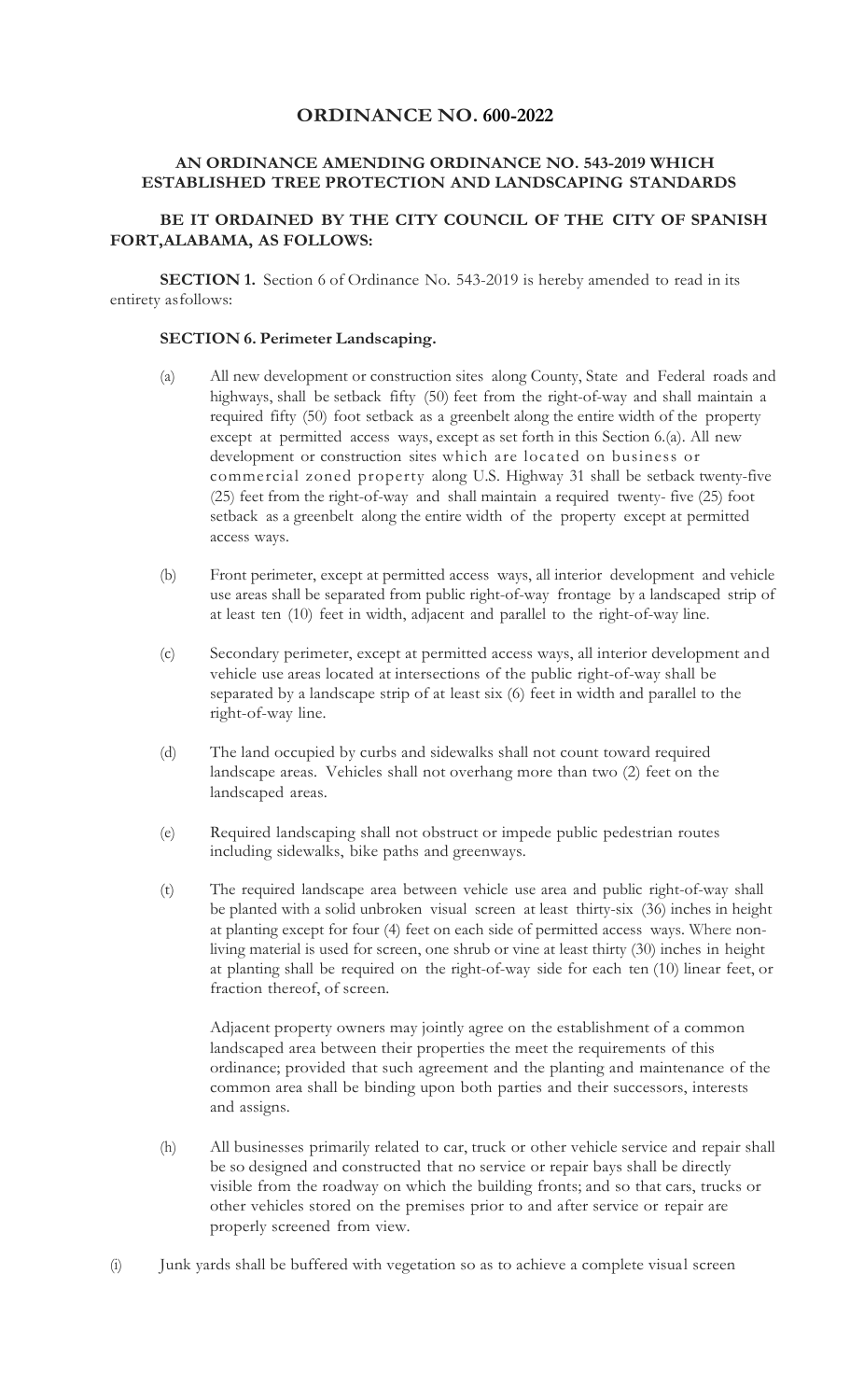# ORDINANCE NO. 600-2022

## AN ORDINANCE AMENDING ORDINANCE NO. 543-2019 WHICH ESTABLISHED TREE PROTECTION AND LANDSCAPING STANDARDS

**BE IT ORDAINED BY THE CITY COUNCIL OF THE CITY OF SPANISH FORT,ALABAMA, AS FOLLOWS:**

**SECTION 1.** Section 6 of Ordinance No. 543-2019 is hereby amended to read in its entirety asfollows:

**SECTION 6. Perimeter Landscaping.**

(a) All new development or construction sites along County, State and Federal roads and highways, shall be setback fifty (50) feet from the right-of-way and shall maintain a required fifty (50) foot setback as a greenbelt along the entire width of the property except at permitted access ways, except as set forth in this Section 6.(a). All new development or construction sites which are located on business or commercial zoned property along U.S. Highway 31 shall be setback twenty-five (25) feet from the right-of-way and shall maintain a required twenty- five (25) foot setback as a greenbelt along the entire width of the property except at permitted access ways.

(b) Front perimeter, except at permitted access ways, all interior development and vehicle use areas shall be separated from public right-of-way frontage by a landscaped strip of at least ten (10) feet in width, adjacent and parallel to the right-of-way line.

(c) Secondary perimeter, except at permitted access ways, all interior development and vehicle use areas located at intersections of the public right-of-way shall be separated by a landscape strip of at least six (6) feet in width and parallel to the right-of-way line.

(d) The land occupied by curbs and sidewalks shall not count toward required landscape areas. Vehicles shall not overhang more than two (2) feet on the landscaped areas.

(e) Required landscaping shall not obstruct or impede public pedestrian routes including sidewalks, bike paths and greenways.

(t) The required landscape area between vehicle use area and public right-of-way shall be planted with a solid unbroken visual screen at least thirty-six (36) inches in height at planting except for four (4) feet on each side of permitted access ways. Where non-living material is used for screen, one shrub or vine at least thirty (30) inches in height at planting shall be required on the right-of-way side for each ten (10) linear feet, or fraction thereof, of screen.

Adjacent property owners may jointly agree on the establishment of a common landscaped area between their properties the meet the requirements of this ordinance; provided that such agreement and the planting and maintenance of the common area shall be binding upon both parties and their successors, interests and assigns.

(h) All businesses primarily related to car, truck or other vehicle service and repair shall be so designed and constructed that no service or repair bays shall be directly visible from the roadway on which the building fronts; and so that cars, trucks or other vehicles stored on the premises prior to and after service or repair are properly screened from view.

(i) Junk yards shall be buffered with vegetation so as to achieve a complete visual screen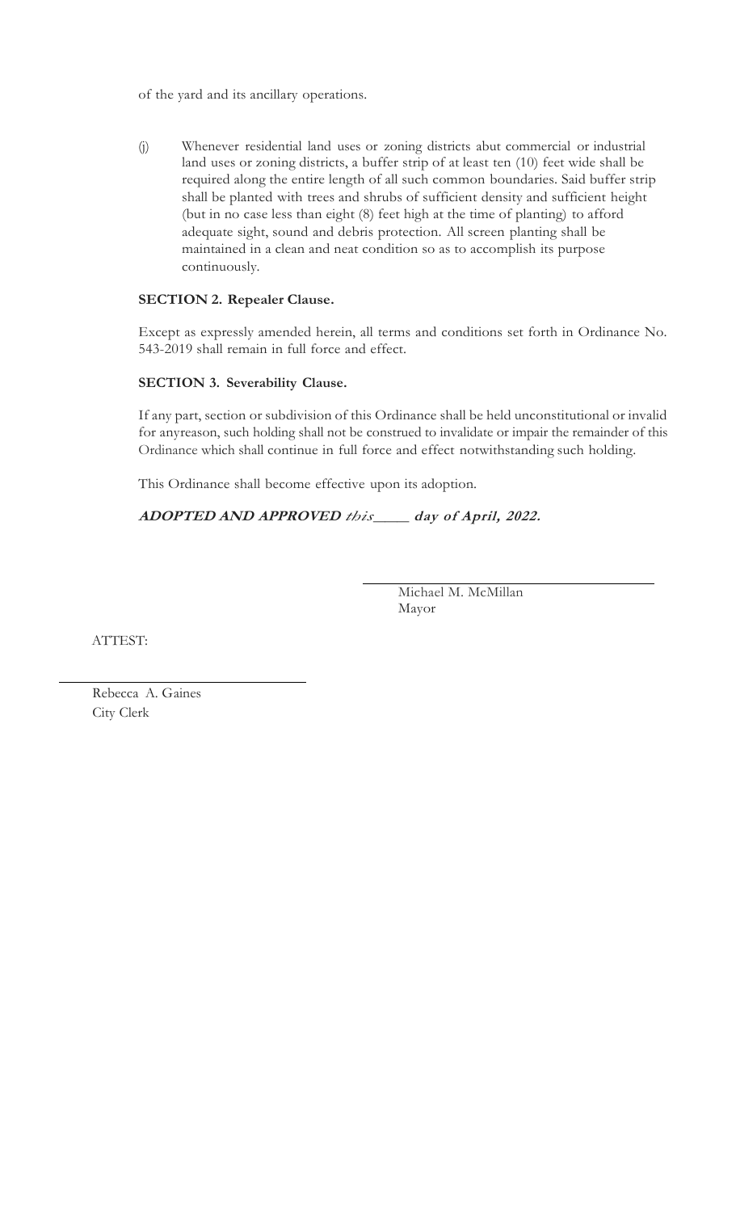of the yard and its ancillary operations.

(j) Whenever residential land uses or zoning districts abut commercial or industrial land uses or zoning districts, a buffer strip of at least ten (10) feet wide shall be required along the entire length of all such common boundaries. Said buffer strip shall be planted with trees and shrubs of sufficient density and sufficient height (but in no case less than eight (8) feet high at the time of planting) to afford adequate sight, sound and debris protection. All screen planting shall be maintained in a clean and neat condition so as to accomplish its purpose continuously.

**SECTION 2. Repealer Clause.**

Except as expressly amended herein, all terms and conditions set forth in Ordinance No. 543-2019 shall remain in full force and effect.

**SECTION 3. Severability Clause.**

If any part, section or subdivision of this Ordinance shall be held unconstitutional or invalid for anyreason, such holding shall not be construed to invalidate or impair the remainder of this Ordinance which shall continue in full force and effect notwithstanding such holding.

This Ordinance shall become effective upon its adoption.

***ADOPTED AND APPROVED this\_\_\_\_\_ day of April, 2022.***

Michael M. McMillan
Mayor

ATTEST:

Rebecca A. Gaines
City Clerk